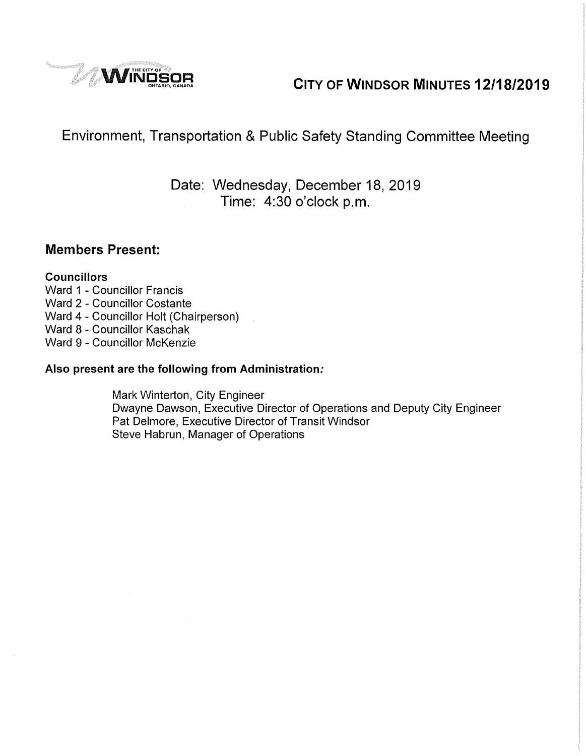# CITY OF WINDSOR MINUTES 12/18/2019

## Environment, Transportation & Public Safety Standing Committee Meeting

Date: Wednesday, December 18, 2019
Time: 4:30 o'clock p.m.

### Members Present:

**Councillors**

Ward 1 - Councillor Francis
Ward 2 - Councillor Costante
Ward 4 - Councillor Holt (Chairperson)
Ward 8 - Councillor Kaschak
Ward 9 - Councillor McKenzie

**Also present are the following from Administration:**

Mark Winterton, City Engineer
Dwayne Dawson, Executive Director of Operations and Deputy City Engineer
Pat Delmore, Executive Director of Transit Windsor
Steve Habrun, Manager of Operations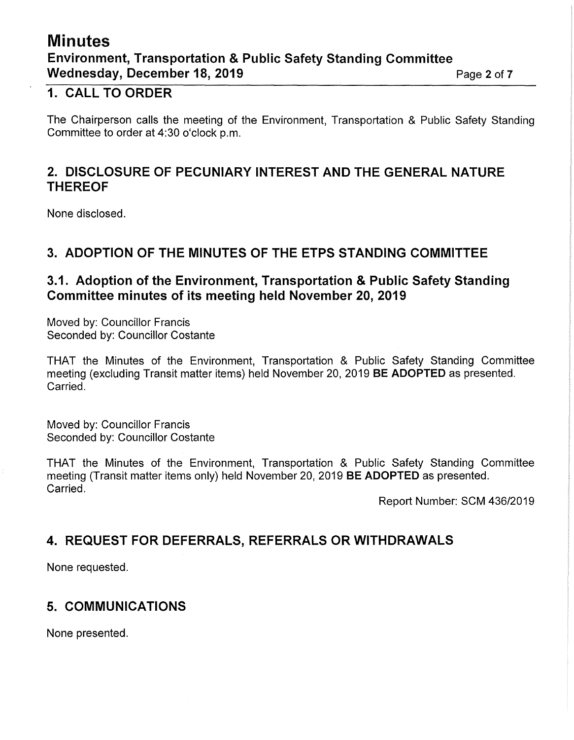## 1. CALL TO ORDER

The Chairperson calls the meeting of the Environment, Transportation & Public Safety Standing Committee to order at 4:30 o'clock p.m.

## 2. DISCLOSURE OF PECUNIARY INTEREST AND THE GENERAL NATURE THEREOF

None disclosed.

## 3. ADOPTION OF THE MINUTES OF THE ETPS STANDING COMMITTEE

### 3.1. Adoption of the Environment, Transportation & Public Safety Standing Committee minutes of its meeting held November 20, 2019

Moved by: Councillor Francis
Seconded by: Councillor Costante

THAT the Minutes of the Environment, Transportation & Public Safety Standing Committee meeting (excluding Transit matter items) held November 20, 2019 **BE ADOPTED** as presented.
Carried.

Moved by: Councillor Francis
Seconded by: Councillor Costante

THAT the Minutes of the Environment, Transportation & Public Safety Standing Committee meeting (Transit matter items only) held November 20, 2019 **BE ADOPTED** as presented.
Carried.

Report Number: SCM 436/2019

## 4. REQUEST FOR DEFERRALS, REFERRALS OR WITHDRAWALS

None requested.

## 5. COMMUNICATIONS

None presented.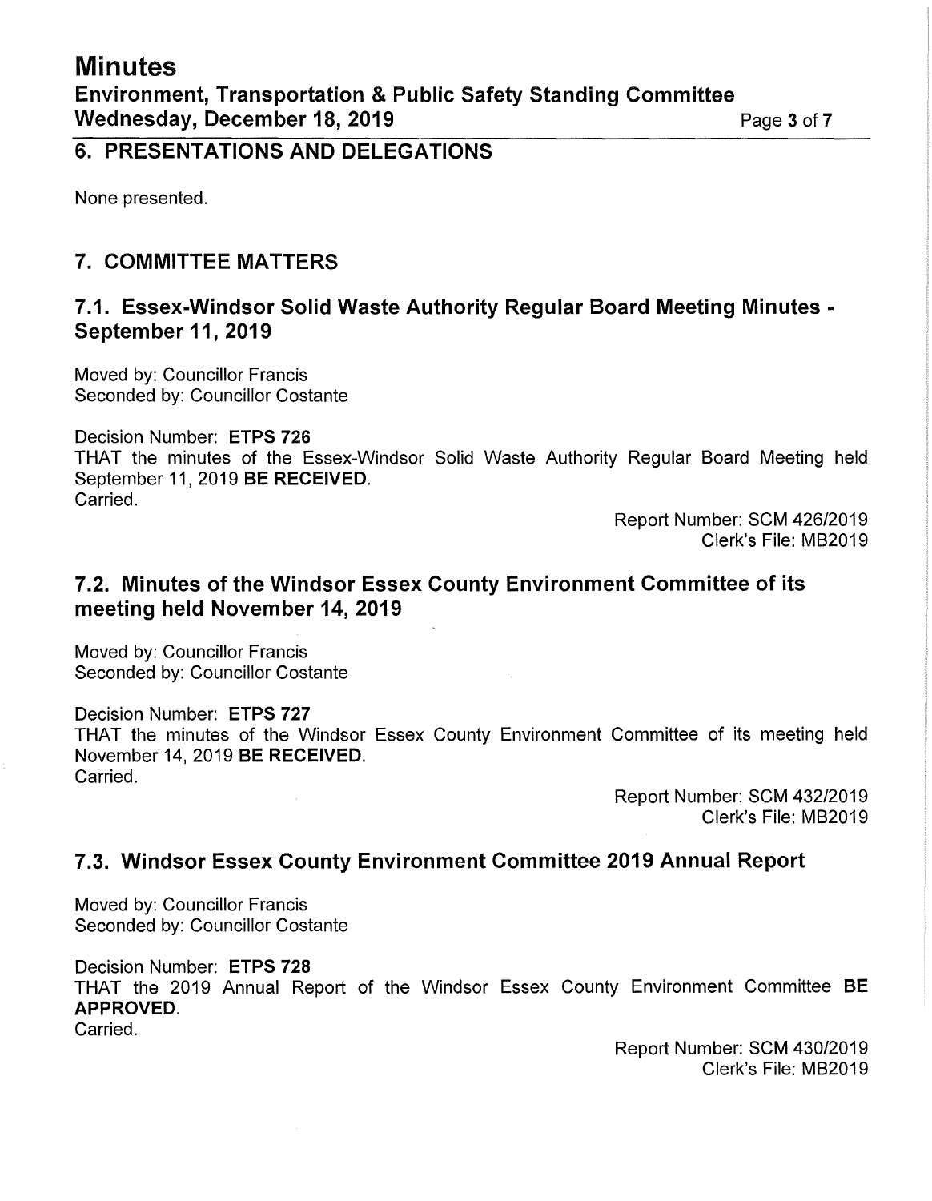## 6. PRESENTATIONS AND DELEGATIONS

None presented.

## 7. COMMITTEE MATTERS

### 7.1. Essex-Windsor Solid Waste Authority Regular Board Meeting Minutes - September 11, 2019

Moved by: Councillor Francis
Seconded by: Councillor Costante

Decision Number: **ETPS 726**
THAT the minutes of the Essex-Windsor Solid Waste Authority Regular Board Meeting held September 11, 2019 **BE RECEIVED**.
Carried.

Report Number: SCM 426/2019
Clerk's File: MB2019

### 7.2. Minutes of the Windsor Essex County Environment Committee of its meeting held November 14, 2019

Moved by: Councillor Francis
Seconded by: Councillor Costante

Decision Number: **ETPS 727**
THAT the minutes of the Windsor Essex County Environment Committee of its meeting held November 14, 2019 **BE RECEIVED**.
Carried.

Report Number: SCM 432/2019
Clerk's File: MB2019

### 7.3. Windsor Essex County Environment Committee 2019 Annual Report

Moved by: Councillor Francis
Seconded by: Councillor Costante

Decision Number: **ETPS 728**
THAT the 2019 Annual Report of the Windsor Essex County Environment Committee **BE APPROVED**.
Carried.

Report Number: SCM 430/2019
Clerk's File: MB2019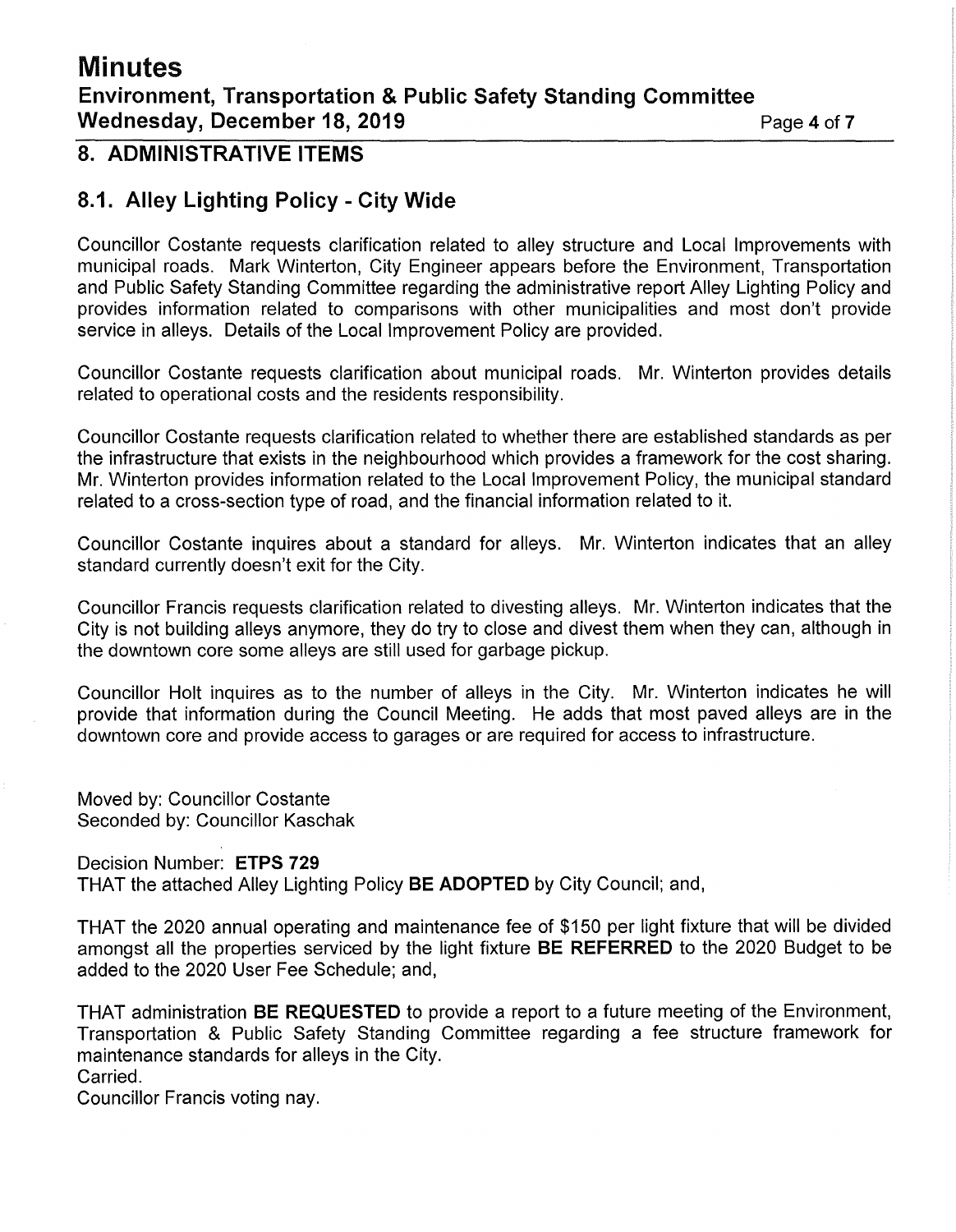## 8. ADMINISTRATIVE ITEMS

### 8.1. Alley Lighting Policy - City Wide

Councillor Costante requests clarification related to alley structure and Local Improvements with municipal roads. Mark Winterton, City Engineer appears before the Environment, Transportation and Public Safety Standing Committee regarding the administrative report Alley Lighting Policy and provides information related to comparisons with other municipalities and most don't provide service in alleys. Details of the Local Improvement Policy are provided.

Councillor Costante requests clarification about municipal roads. Mr. Winterton provides details related to operational costs and the residents responsibility.

Councillor Costante requests clarification related to whether there are established standards as per the infrastructure that exists in the neighbourhood which provides a framework for the cost sharing. Mr. Winterton provides information related to the Local Improvement Policy, the municipal standard related to a cross-section type of road, and the financial information related to it.

Councillor Costante inquires about a standard for alleys. Mr. Winterton indicates that an alley standard currently doesn't exit for the City.

Councillor Francis requests clarification related to divesting alleys. Mr. Winterton indicates that the City is not building alleys anymore, they do try to close and divest them when they can, although in the downtown core some alleys are still used for garbage pickup.

Councillor Holt inquires as to the number of alleys in the City. Mr. Winterton indicates he will provide that information during the Council Meeting. He adds that most paved alleys are in the downtown core and provide access to garages or are required for access to infrastructure.

Moved by: Councillor Costante
Seconded by: Councillor Kaschak

Decision Number: **ETPS 729**
THAT the attached Alley Lighting Policy **BE ADOPTED** by City Council; and,

THAT the 2020 annual operating and maintenance fee of $150 per light fixture that will be divided amongst all the properties serviced by the light fixture **BE REFERRED** to the 2020 Budget to be added to the 2020 User Fee Schedule; and,

THAT administration **BE REQUESTED** to provide a report to a future meeting of the Environment, Transportation & Public Safety Standing Committee regarding a fee structure framework for maintenance standards for alleys in the City.
Carried.
Councillor Francis voting nay.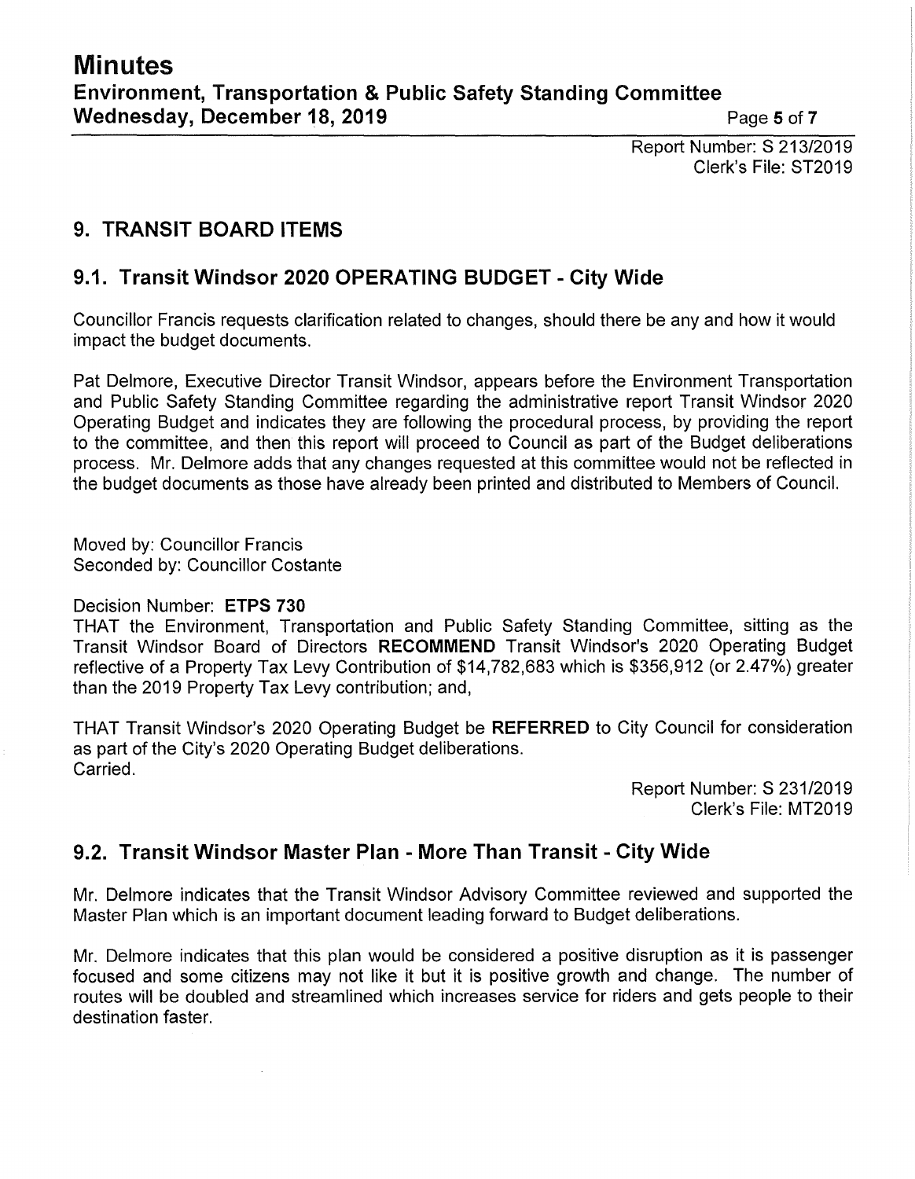Report Number: S 213/2019
Clerk's File: ST2019

## 9. TRANSIT BOARD ITEMS

### 9.1. Transit Windsor 2020 OPERATING BUDGET - City Wide

Councillor Francis requests clarification related to changes, should there be any and how it would impact the budget documents.

Pat Delmore, Executive Director Transit Windsor, appears before the Environment Transportation and Public Safety Standing Committee regarding the administrative report Transit Windsor 2020 Operating Budget and indicates they are following the procedural process, by providing the report to the committee, and then this report will proceed to Council as part of the Budget deliberations process. Mr. Delmore adds that any changes requested at this committee would not be reflected in the budget documents as those have already been printed and distributed to Members of Council.

Moved by: Councillor Francis
Seconded by: Councillor Costante

Decision Number: **ETPS 730**
THAT the Environment, Transportation and Public Safety Standing Committee, sitting as the Transit Windsor Board of Directors **RECOMMEND** Transit Windsor's 2020 Operating Budget reflective of a Property Tax Levy Contribution of $14,782,683 which is $356,912 (or 2.47%) greater than the 2019 Property Tax Levy contribution; and,

THAT Transit Windsor's 2020 Operating Budget be **REFERRED** to City Council for consideration as part of the City's 2020 Operating Budget deliberations.
Carried.

Report Number: S 231/2019
Clerk's File: MT2019

### 9.2. Transit Windsor Master Plan - More Than Transit - City Wide

Mr. Delmore indicates that the Transit Windsor Advisory Committee reviewed and supported the Master Plan which is an important document leading forward to Budget deliberations.

Mr. Delmore indicates that this plan would be considered a positive disruption as it is passenger focused and some citizens may not like it but it is positive growth and change. The number of routes will be doubled and streamlined which increases service for riders and gets people to their destination faster.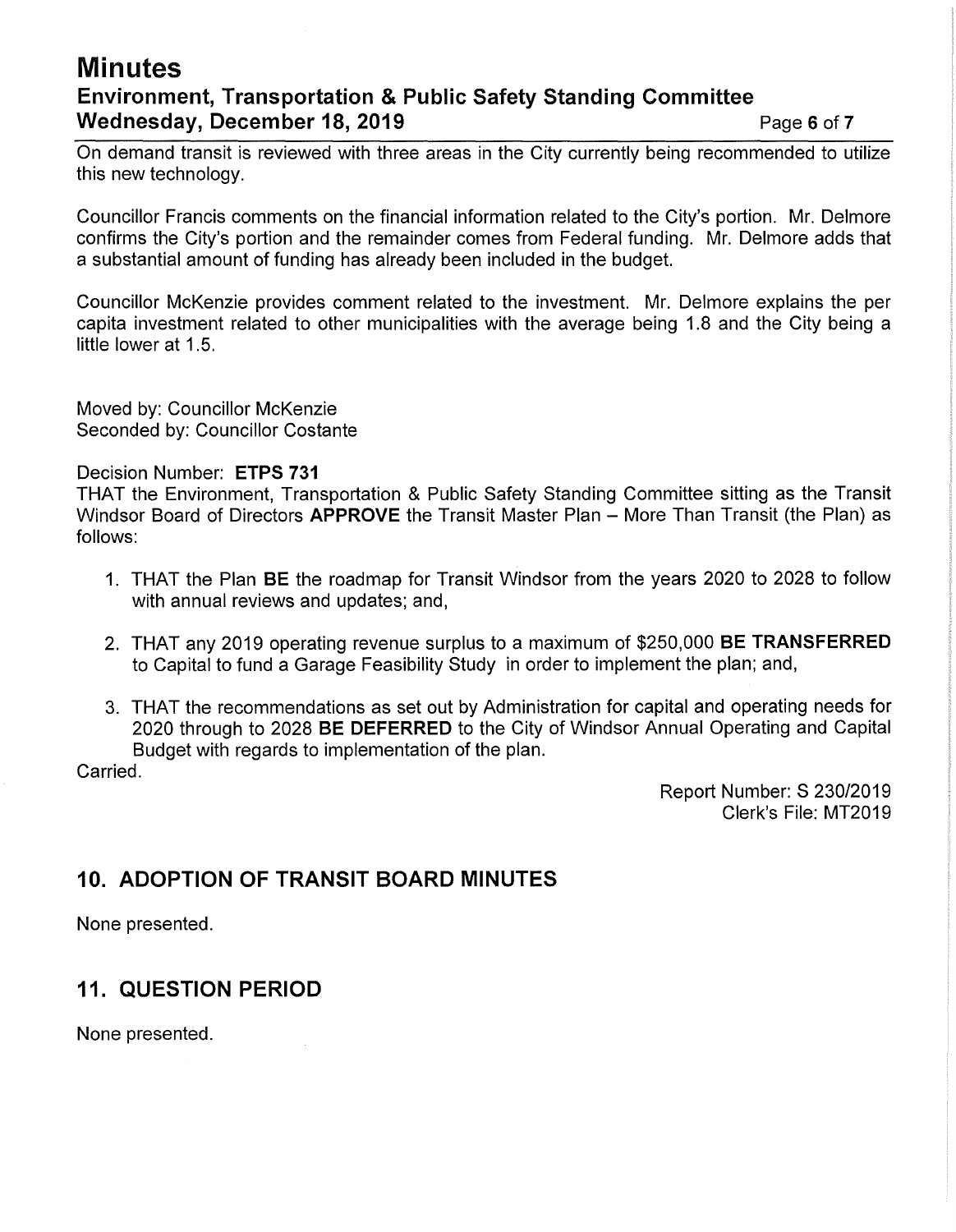On demand transit is reviewed with three areas in the City currently being recommended to utilize this new technology.

Councillor Francis comments on the financial information related to the City's portion. Mr. Delmore confirms the City's portion and the remainder comes from Federal funding. Mr. Delmore adds that a substantial amount of funding has already been included in the budget.

Councillor McKenzie provides comment related to the investment. Mr. Delmore explains the per capita investment related to other municipalities with the average being 1.8 and the City being a little lower at 1.5.

Moved by: Councillor McKenzie
Seconded by: Councillor Costante

Decision Number: **ETPS 731**
THAT the Environment, Transportation & Public Safety Standing Committee sitting as the Transit Windsor Board of Directors **APPROVE** the Transit Master Plan – More Than Transit (the Plan) as follows:

1. THAT the Plan **BE** the roadmap for Transit Windsor from the years 2020 to 2028 to follow with annual reviews and updates; and,
2. THAT any 2019 operating revenue surplus to a maximum of $250,000 **BE TRANSFERRED** to Capital to fund a Garage Feasibility Study in order to implement the plan; and,
3. THAT the recommendations as set out by Administration for capital and operating needs for 2020 through to 2028 **BE DEFERRED** to the City of Windsor Annual Operating and Capital Budget with regards to implementation of the plan.

Carried.

Report Number: S 230/2019
Clerk's File: MT2019

## 10. ADOPTION OF TRANSIT BOARD MINUTES

None presented.

## 11. QUESTION PERIOD

None presented.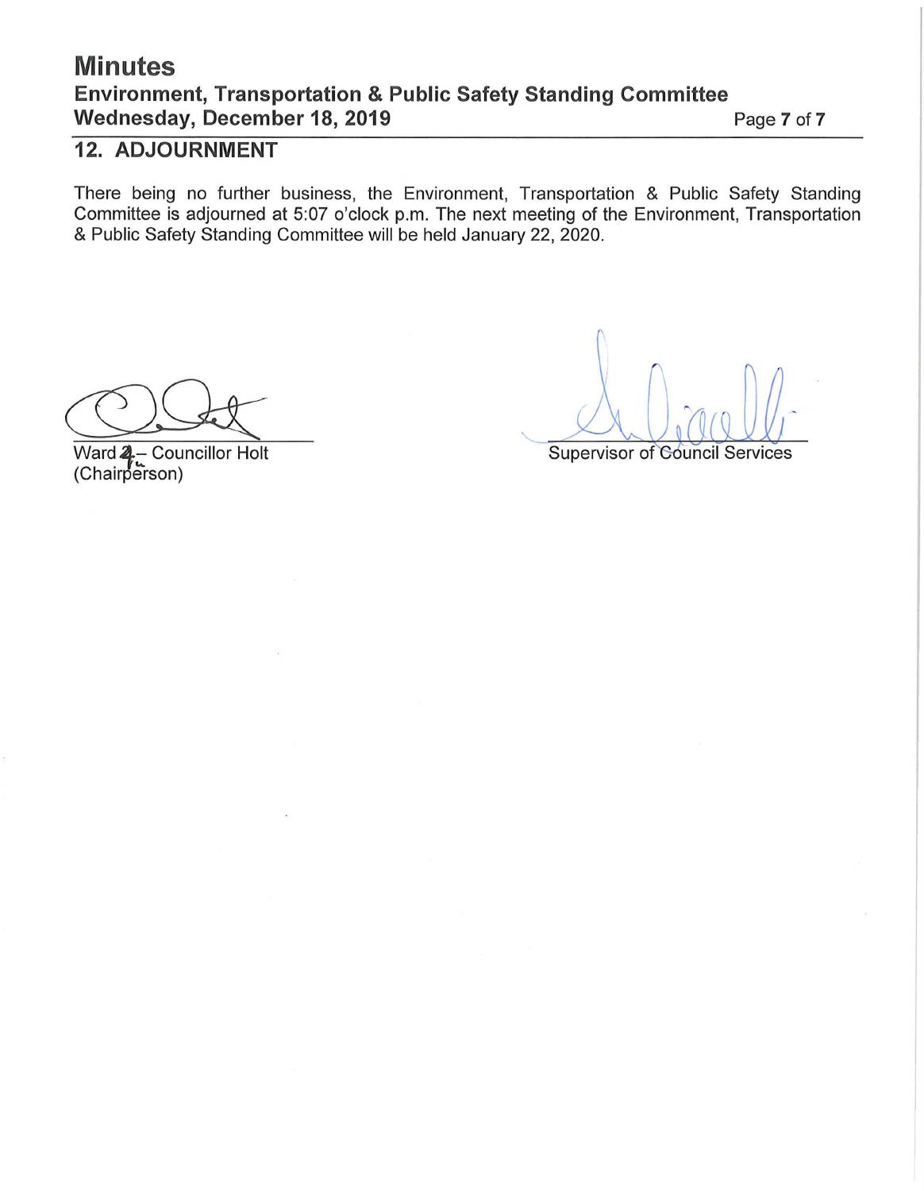## 12. ADJOURNMENT

There being no further business, the Environment, Transportation & Public Safety Standing Committee is adjourned at 5:07 o'clock p.m. The next meeting of the Environment, Transportation & Public Safety Standing Committee will be held January 22, 2020.

Ward 4 – Councillor Holt
(Chairperson)

Supervisor of Council Services